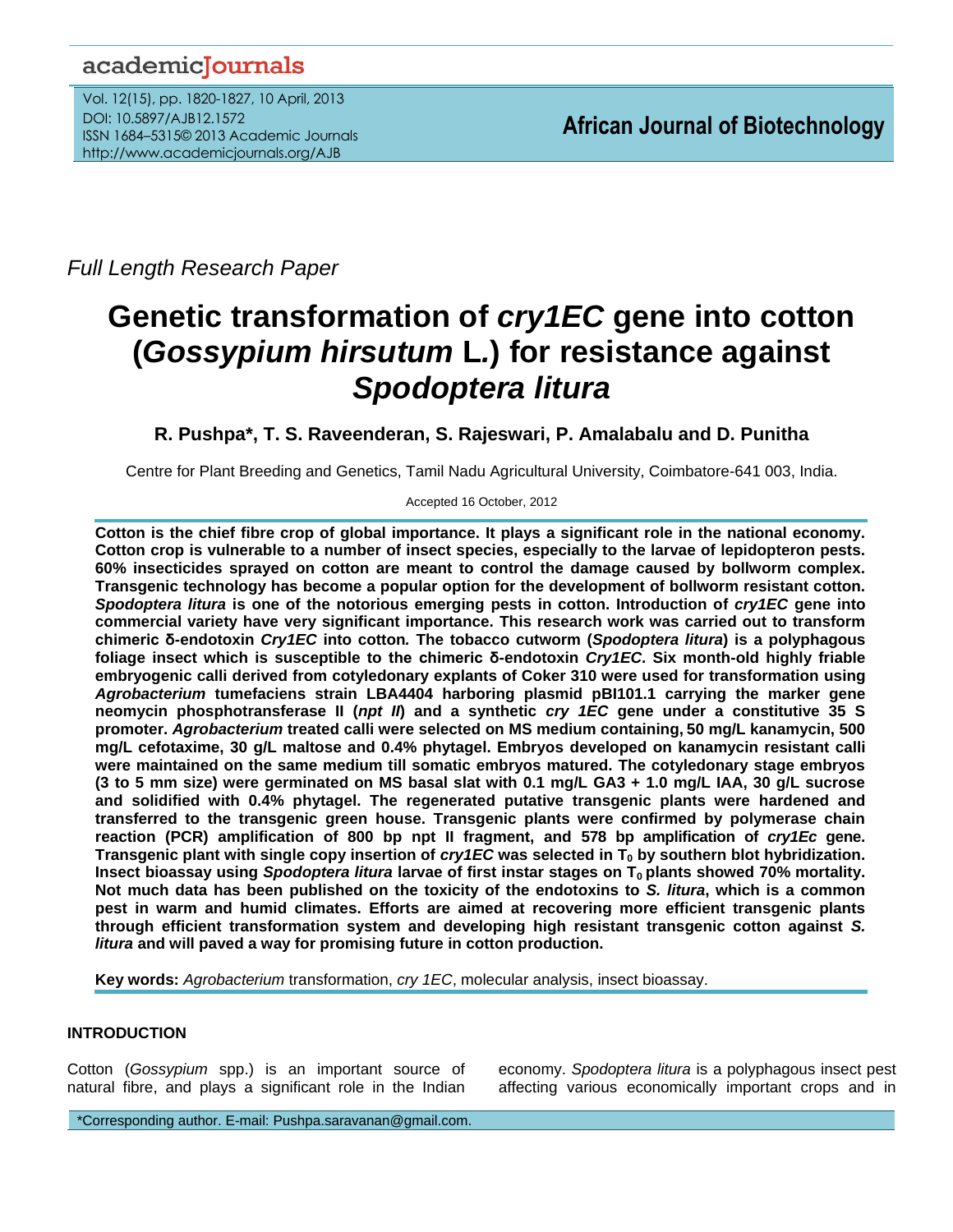*Full Length Research Paper*

# Genetic transformation of *cry1EC* gene into cotton (*Gossypium hirsutum* L.) for resistance against *Spodoptera litura*

**R. Pushpa\*, T. S. Raveenderan, S. Rajeswari, P. Amalabalu and D. Punitha**

Centre for Plant Breeding and Genetics, Tamil Nadu Agricultural University, Coimbatore-641 003, India.

Accepted 16 October, 2012

**Cotton is the chief fibre crop of global importance. It plays a significant role in the national economy. Cotton crop is vulnerable to a number of insect species, especially to the larvae of lepidopteron pests. 60% insecticides sprayed on cotton are meant to control the damage caused by bollworm complex. Transgenic technology has become a popular option for the development of bollworm resistant cotton. *Spodoptera litura* is one of the notorious emerging pests in cotton. Introduction of *cry1EC* gene into commercial variety have very significant importance. This research work was carried out to transform chimeric δ-endotoxin *Cry1EC* into cotton. The tobacco cutworm (*Spodoptera litura*) is a polyphagous foliage insect which is susceptible to the chimeric δ-endotoxin *Cry1EC*. Six month-old highly friable embryogenic calli derived from cotyledonary explants of Coker 310 were used for transformation using *Agrobacterium* tumefaciens strain LBA4404 harboring plasmid pBI101.1 carrying the marker gene neomycin phosphotransferase II (*npt II*) and a synthetic *cry 1EC* gene under a constitutive 35 S promoter. *Agrobacterium* treated calli were selected on MS medium containing, 50 mg/L kanamycin, 500 mg/L cefotaxime, 30 g/L maltose and 0.4% phytagel. Embryos developed on kanamycin resistant calli were maintained on the same medium till somatic embryos matured. The cotyledonary stage embryos (3 to 5 mm size) were germinated on MS basal slat with 0.1 mg/L GA3 + 1.0 mg/L IAA, 30 g/L sucrose and solidified with 0.4% phytagel. The regenerated putative transgenic plants were hardened and transferred to the transgenic green house. Transgenic plants were confirmed by polymerase chain reaction (PCR) amplification of 800 bp npt II fragment, and 578 bp amplification of *cry1Ec* gene. Transgenic plant with single copy insertion of *cry1EC* was selected in $T_0$ by southern blot hybridization. Insect bioassay using *Spodoptera litura* larvae of first instar stages on $T_0$ plants showed 70% mortality. Not much data has been published on the toxicity of the endotoxins to *S. litura*, which is a common pest in warm and humid climates. Efforts are aimed at recovering more efficient transgenic plants through efficient transformation system and developing high resistant transgenic cotton against *S. litura* and will paved a way for promising future in cotton production.**

**Key words:** *Agrobacterium* transformation, *cry 1EC*, molecular analysis, insect bioassay.

## INTRODUCTION

Cotton (*Gossypium* spp.) is an important source of natural fibre, and plays a significant role in the Indian economy. *Spodoptera litura* is a polyphagous insect pest affecting various economically important crops and in

\*Corresponding author. E-mail: Pushpa.saravanan@gmail.com.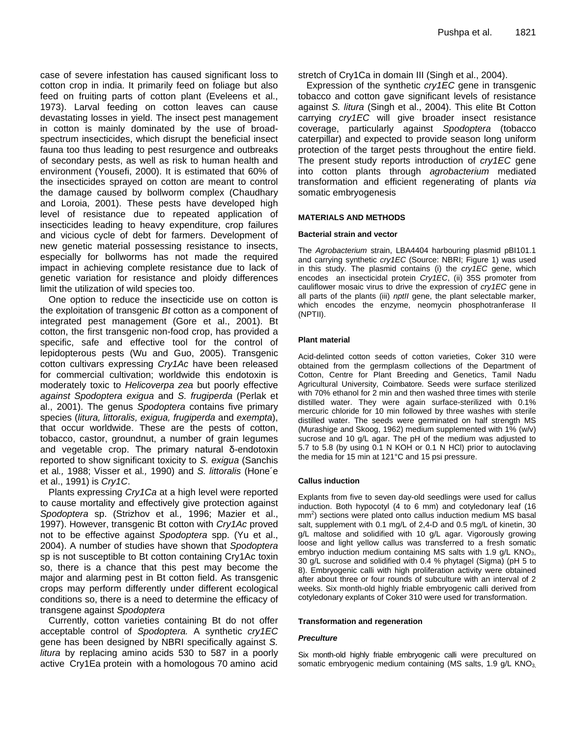case of severe infestation has caused significant loss to cotton crop in india. It primarily feed on foliage but also feed on fruiting parts of cotton plant (Eveleens et al., 1973). Larval feeding on cotton leaves can cause devastating losses in yield. The insect pest management in cotton is mainly dominated by the use of broad-spectrum insecticides, which disrupt the beneficial insect fauna too thus leading to pest resurgence and outbreaks of secondary pests, as well as risk to human health and environment (Yousefi, 2000). It is estimated that 60% of the insecticides sprayed on cotton are meant to control the damage caused by bollworm complex (Chaudhary and Loroia, 2001). These pests have developed high level of resistance due to repeated application of insecticides leading to heavy expenditure, crop failures and vicious cycle of debt for farmers. Development of new genetic material possessing resistance to insects, especially for bollworms has not made the required impact in achieving complete resistance due to lack of genetic variation for resistance and ploidy differences limit the utilization of wild species too.

One option to reduce the insecticide use on cotton is the exploitation of transgenic *Bt* cotton as a component of integrated pest management (Gore et al., 2001). Bt cotton, the first transgenic non-food crop, has provided a specific, safe and effective tool for the control of lepidopterous pests (Wu and Guo, 2005). Transgenic cotton cultivars expressing *Cry1Ac* have been released for commercial cultivation; worldwide this endotoxin is moderately toxic to *Helicoverpa zea* but poorly effective *against Spodoptera exigua* and *S. frugiperda* (Perlak et al., 2001). The genus *Spodoptera* contains five primary species (*litura, littoralis, exigua, frugiperda* and *exempta*), that occur worldwide. These are the pests of cotton, tobacco, castor, groundnut, a number of grain legumes and vegetable crop. The primary natural δ-endotoxin reported to show significant toxicity to *S. exigua* (Sanchis et al*.,* 1988; Visser et al*.,* 1990) and *S. littoralis* (Hone´e et al., 1991) is *Cry1C*.

Plants expressing *Cry1Ca* at a high level were reported to cause mortality and effectively give protection against *Spodoptera* sp. (Strizhov et al*.,* 1996; Mazier et al., 1997). However, transgenic Bt cotton with *Cry1Ac* proved not to be effective against *Spodoptera* spp. (Yu et al., 2004). A number of studies have shown that *Spodoptera* sp is not susceptible to Bt cotton containing Cry1Ac toxin so, there is a chance that this pest may become the major and alarming pest in Bt cotton field. As transgenic crops may perform differently under different ecological conditions so, there is a need to determine the efficacy of transgene against *Spodoptera*

Currently, cotton varieties containing Bt do not offer acceptable control of *Spodoptera.* A synthetic *cry1EC* gene has been designed by NBRI specifically against *S. litura* by replacing amino acids 530 to 587 in a poorly active Cry1Ea protein with a homologous 70 amino acid stretch of Cry1Ca in domain III (Singh et al., 2004).

Expression of the synthetic *cry1EC* gene in transgenic tobacco and cotton gave significant levels of resistance against *S. litura* (Singh et al., 2004). This elite Bt Cotton carrying *cry1EC* will give broader insect resistance coverage, particularly against *Spodoptera* (tobacco caterpillar) and expected to provide season long uniform protection of the target pests throughout the entire field. The present study reports introduction of *cry1EC* gene into cotton plants through *agrobacterium* mediated transformation and efficient regenerating of plants *via* somatic embryogenesis

## MATERIALS AND METHODS

### Bacterial strain and vector

The *Agrobacterium* strain, LBA4404 harbouring plasmid pBI101.1 and carrying synthetic *cry1EC* (Source: NBRI; Figure 1) was used in this study. The plasmid contains (i) the *cry1EC* gene, which encodes an insecticidal protein *Cry1EC*, (ii) 35S promoter from cauliflower mosaic virus to drive the expression of *cry1EC* gene in all parts of the plants (iii) *nptII* gene, the plant selectable marker, which encodes the enzyme, neomycin phosphotranferase II (NPTII).

### Plant material

Acid-delinted cotton seeds of cotton varieties, Coker 310 were obtained from the germplasm collections of the Department of Cotton, Centre for Plant Breeding and Genetics, Tamil Nadu Agricultural University, Coimbatore. Seeds were surface sterilized with 70% ethanol for 2 min and then washed three times with sterile distilled water. They were again surface-sterilized with 0.1% mercuric chloride for 10 min followed by three washes with sterile distilled water. The seeds were germinated on half strength MS (Murashige and Skoog, 1962) medium supplemented with 1% (w/v) sucrose and 10 g/L agar. The pH of the medium was adjusted to 5.7 to 5.8 (by using 0.1 N KOH or 0.1 N HCl) prior to autoclaving the media for 15 min at 121°C and 15 psi pressure.

### Callus induction

Explants from five to seven day-old seedlings were used for callus induction. Both hypocotyl (4 to 6 mm) and cotyledonary leaf (16 $mm^2$) sections were plated onto callus induction medium MS basal salt, supplement with 0.1 mg/L of 2,4-D and 0.5 mg/L of kinetin, 30 g/L maltose and solidified with 10 g/L agar. Vigorously growing loose and light yellow callus was transferred to a fresh somatic embryo induction medium containing MS salts with 1.9 g/L $KNO_3$, 30 g/L sucrose and solidified with 0.4 % phytagel (Sigma) (pH 5 to 8). Embryogenic calli with high proliferation activity were obtained after about three or four rounds of subculture with an interval of 2 weeks. Six month-old highly friable embryogenic calli derived from cotyledonary explants of Coker 310 were used for transformation.

### Transformation and regeneration

#### *Preculture*

Six month-old highly friable embryogenic calli were precultured on somatic embryogenic medium containing (MS salts, 1.9 g/L $KNO_3$,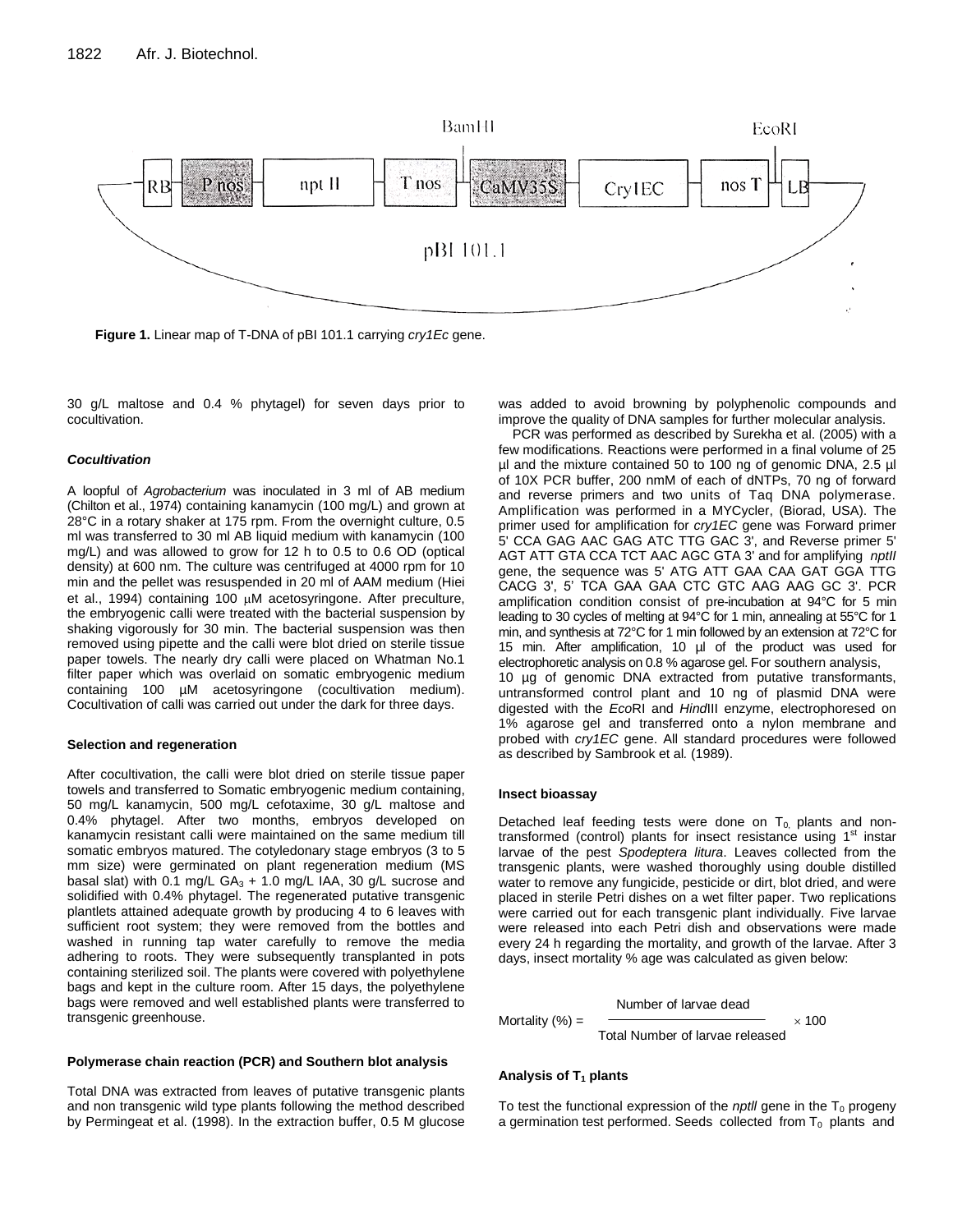**Figure 1.** Linear map of T-DNA of pBI 101.1 carrying *cry1Ec* gene.

30 g/L maltose and 0.4 % phytagel) for seven days prior to cocultivation.

#### *Cocultivation*

A loopful of *Agrobacterium* was inoculated in 3 ml of AB medium (Chilton et al., 1974) containing kanamycin (100 mg/L) and grown at 28°C in a rotary shaker at 175 rpm. From the overnight culture, 0.5 ml was transferred to 30 ml AB liquid medium with kanamycin (100 mg/L) and was allowed to grow for 12 h to 0.5 to 0.6 OD (optical density) at 600 nm. The culture was centrifuged at 4000 rpm for 10 min and the pellet was resuspended in 20 ml of AAM medium (Hiei et al., 1994) containing 100 μM acetosyringone. After preculture, the embryogenic calli were treated with the bacterial suspension by shaking vigorously for 30 min. The bacterial suspension was then removed using pipette and the calli were blot dried on sterile tissue paper towels. The nearly dry calli were placed on Whatman No.1 filter paper which was overlaid on somatic embryogenic medium containing 100 µM acetosyringone (cocultivation medium). Cocultivation of calli was carried out under the dark for three days.

#### Selection and regeneration

After cocultivation, the calli were blot dried on sterile tissue paper towels and transferred to Somatic embryogenic medium containing, 50 mg/L kanamycin, 500 mg/L cefotaxime, 30 g/L maltose and 0.4% phytagel. After two months, embryos developed on kanamycin resistant calli were maintained on the same medium till somatic embryos matured. The cotyledonary stage embryos (3 to 5 mm size) were germinated on plant regeneration medium (MS basal slat) with 0.1 mg/L $GA_3$ + 1.0 mg/L IAA, 30 g/L sucrose and solidified with 0.4% phytagel. The regenerated putative transgenic plantlets attained adequate growth by producing 4 to 6 leaves with sufficient root system; they were removed from the bottles and washed in running tap water carefully to remove the media adhering to roots. They were subsequently transplanted in pots containing sterilized soil. The plants were covered with polyethylene bags and kept in the culture room. After 15 days, the polyethylene bags were removed and well established plants were transferred to transgenic greenhouse.

#### Polymerase chain reaction (PCR) and Southern blot analysis

Total DNA was extracted from leaves of putative transgenic plants and non transgenic wild type plants following the method described by Permingeat et al. (1998). In the extraction buffer, 0.5 M glucose was added to avoid browning by polyphenolic compounds and improve the quality of DNA samples for further molecular analysis.

PCR was performed as described by Surekha et al. (2005) with a few modifications. Reactions were performed in a final volume of 25 µl and the mixture contained 50 to 100 ng of genomic DNA, 2.5 µl of 10X PCR buffer, 200 nmM of each of dNTPs, 70 ng of forward and reverse primers and two units of Taq DNA polymerase. Amplification was performed in a MYCycler, (Biorad, USA). The primer used for amplification for *cry1EC* gene was Forward primer 5' CCA GAG AAC GAG ATC TTG GAC 3', and Reverse primer 5' AGT ATT GTA CCA TCT AAC AGC GTA 3' and for amplifying *nptII* gene, the sequence was 5' ATG ATT GAA CAA GAT GGA TTG CACG 3', 5' TCA GAA GAA CTC GTC AAG AAG GC 3'. PCR amplification condition consist of pre-incubation at 94°C for 5 min leading to 30 cycles of melting at 94°C for 1 min, annealing at 55°C for 1 min, and synthesis at 72°C for 1 min followed by an extension at 72°C for 15 min. After amplification, 10 µl of the product was used for electrophoretic analysis on 0.8 % agarose gel. For southern analysis, 10 µg of genomic DNA extracted from putative transformants, untransformed control plant and 10 ng of plasmid DNA were digested with the *Eco*RI and *Hind*III enzyme, electrophoresed on 1% agarose gel and transferred onto a nylon membrane and probed with *cry1EC* gene. All standard procedures were followed as described by Sambrook et al. (1989).

#### Insect bioassay

Detached leaf feeding tests were done on $T_0$ plants and non-transformed (control) plants for insect resistance using 1st instar larvae of the pest *Spodeptera litura*. Leaves collected from the transgenic plants, were washed thoroughly using double distilled water to remove any fungicide, pesticide or dirt, blot dried, and were placed in sterile Petri dishes on a wet filter paper. Two replications were carried out for each transgenic plant individually. Five larvae were released into each Petri dish and observations were made every 24 h regarding the mortality, and growth of the larvae. After 3 days, insect mortality % age was calculated as given below:

$$\text{Mortality (\%)} = \frac{\text{Number of larvae dead}}{\text{Total Number of larvae released}} \times 100$$

#### Analysis of $T_1$ plants

To test the functional expression of the *nptII* gene in the $T_0$ progeny a germination test performed. Seeds collected from $T_0$ plants and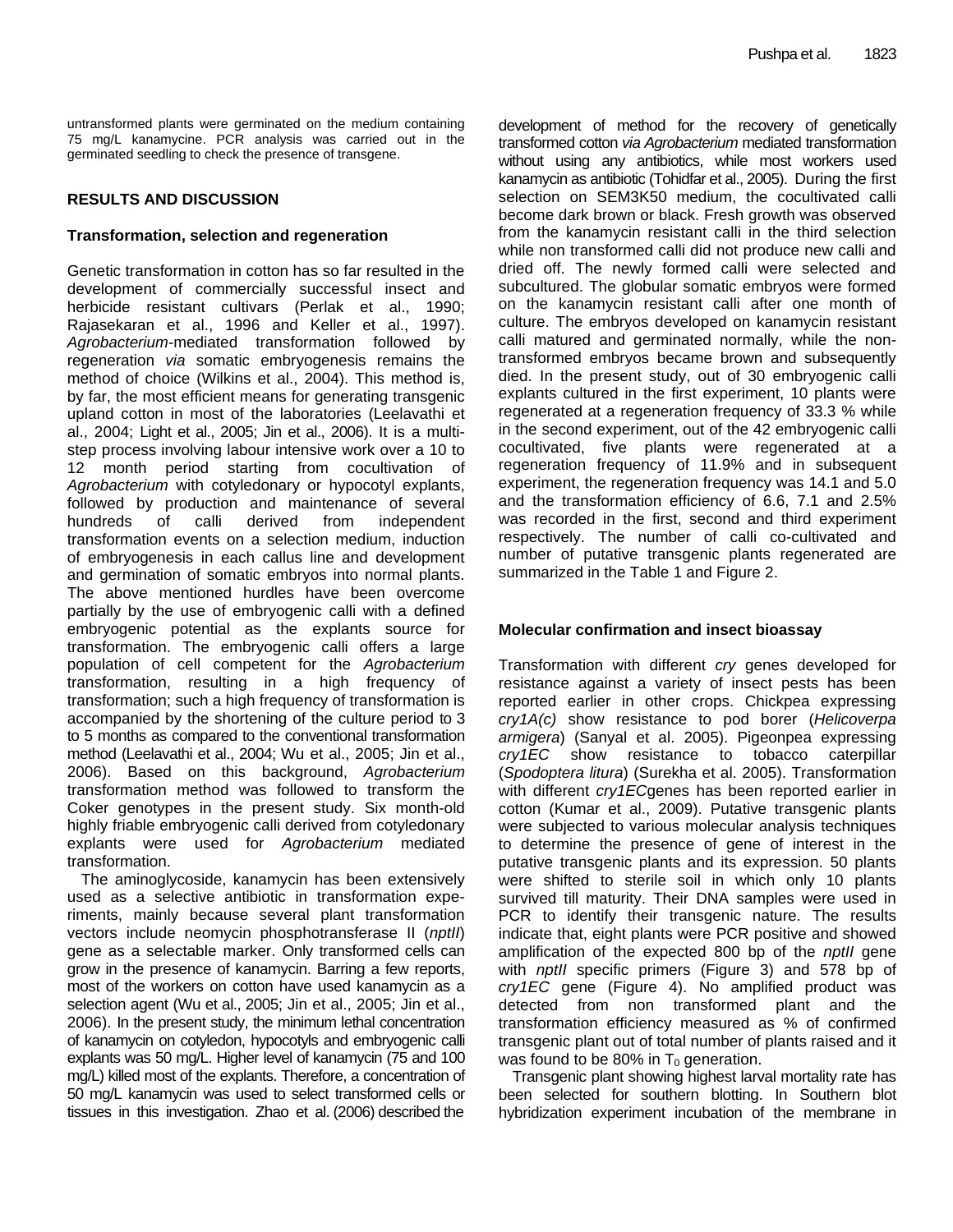untransformed plants were germinated on the medium containing 75 mg/L kanamycine. PCR analysis was carried out in the germinated seedling to check the presence of transgene.

## RESULTS AND DISCUSSION

### Transformation, selection and regeneration

Genetic transformation in cotton has so far resulted in the development of commercially successful insect and herbicide resistant cultivars (Perlak et al., 1990; Rajasekaran et al., 1996 and Keller et al., 1997). *Agrobacterium*-mediated transformation followed by regeneration *via* somatic embryogenesis remains the method of choice (Wilkins et al., 2004). This method is, by far, the most efficient means for generating transgenic upland cotton in most of the laboratories (Leelavathi et al., 2004; Light et al., 2005; Jin et al., 2006). It is a multi-step process involving labour intensive work over a 10 to 12 month period starting from cocultivation of *Agrobacterium* with cotyledonary or hypocotyl explants, followed by production and maintenance of several hundreds of calli derived from independent transformation events on a selection medium, induction of embryogenesis in each callus line and development and germination of somatic embryos into normal plants. The above mentioned hurdles have been overcome partially by the use of embryogenic calli with a defined embryogenic potential as the explants source for transformation. The embryogenic calli offers a large population of cell competent for the *Agrobacterium* transformation, resulting in a high frequency of transformation; such a high frequency of transformation is accompanied by the shortening of the culture period to 3 to 5 months as compared to the conventional transformation method (Leelavathi et al., 2004; Wu et al., 2005; Jin et al., 2006). Based on this background, *Agrobacterium* transformation method was followed to transform the Coker genotypes in the present study. Six month-old highly friable embryogenic calli derived from cotyledonary explants were used for *Agrobacterium* mediated transformation.

The aminoglycoside, kanamycin has been extensively used as a selective antibiotic in transformation experiments, mainly because several plant transformation vectors include neomycin phosphotransferase II (*nptII*) gene as a selectable marker. Only transformed cells can grow in the presence of kanamycin. Barring a few reports, most of the workers on cotton have used kanamycin as a selection agent (Wu et al., 2005; Jin et al., 2005; Jin et al., 2006). In the present study, the minimum lethal concentration of kanamycin on cotyledon, hypocotyls and embryogenic calli explants was 50 mg/L. Higher level of kanamycin (75 and 100 mg/L) killed most of the explants. Therefore, a concentration of 50 mg/L kanamycin was used to select transformed cells or tissues in this investigation. Zhao et al. (2006) described the development of method for the recovery of genetically transformed cotton *via Agrobacterium* mediated transformation without using any antibiotics, while most workers used kanamycin as antibiotic (Tohidfar et al., 2005). During the first selection on SEM3K50 medium, the cocultivated calli become dark brown or black. Fresh growth was observed from the kanamycin resistant calli in the third selection while non transformed calli did not produce new calli and dried off. The newly formed calli were selected and subcultured. The globular somatic embryos were formed on the kanamycin resistant calli after one month of culture. The embryos developed on kanamycin resistant calli matured and germinated normally, while the non-transformed embryos became brown and subsequently died. In the present study, out of 30 embryogenic calli explants cultured in the first experiment, 10 plants were regenerated at a regeneration frequency of 33.3 % while in the second experiment, out of the 42 embryogenic calli cocultivated, five plants were regenerated at a regeneration frequency of 11.9% and in subsequent experiment, the regeneration frequency was 14.1 and 5.0 and the transformation efficiency of 6.6, 7.1 and 2.5% was recorded in the first, second and third experiment respectively. The number of calli co-cultivated and number of putative transgenic plants regenerated are summarized in the Table 1 and Figure 2.

### Molecular confirmation and insect bioassay

Transformation with different *cry* genes developed for resistance against a variety of insect pests has been reported earlier in other crops. Chickpea expressing *cry1A(c)* show resistance to pod borer (*Helicoverpa armigera*) (Sanyal et al. 2005). Pigeonpea expressing *cry1EC* show resistance to tobacco caterpillar (*Spodoptera litura*) (Surekha et al. 2005). Transformation with different *cry1EC*genes has been reported earlier in cotton (Kumar et al., 2009). Putative transgenic plants were subjected to various molecular analysis techniques to determine the presence of gene of interest in the putative transgenic plants and its expression. 50 plants were shifted to sterile soil in which only 10 plants survived till maturity. Their DNA samples were used in PCR to identify their transgenic nature. The results indicate that, eight plants were PCR positive and showed amplification of the expected 800 bp of the *nptII* gene with *nptII* specific primers (Figure 3) and 578 bp of *cry1EC* gene (Figure 4). No amplified product was detected from non transformed plant and the transformation efficiency measured as % of confirmed transgenic plant out of total number of plants raised and it was found to be 80% in $T_0$ generation.

Transgenic plant showing highest larval mortality rate has been selected for southern blotting. In Southern blot hybridization experiment incubation of the membrane in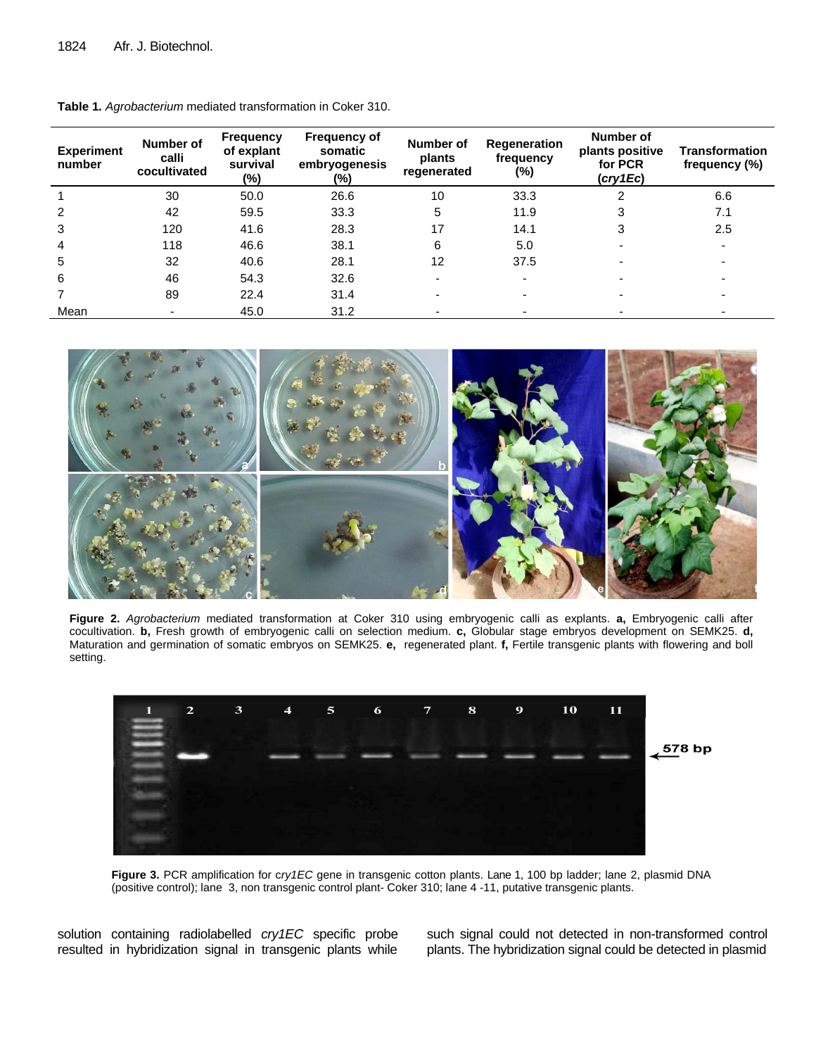**Table 1.** *Agrobacterium* mediated transformation in Coker 310.

| Experiment number | Number of calli cocultivated | Frequency of explant survival (%) | Frequency of somatic embryogenesis (%) | Number of plants regenerated | Regeneration frequency (%) | Number of plants positive for PCR (*cry1Ec*) | Transformation frequency (%) |
|---|---|---|---|---|---|---|---|
| 1 | 30 | 50.0 | 26.6 | 10 | 33.3 | 2 | 6.6 |
| 2 | 42 | 59.5 | 33.3 | 5 | 11.9 | 3 | 7.1 |
| 3 | 120 | 41.6 | 28.3 | 17 | 14.1 | 3 | 2.5 |
| 4 | 118 | 46.6 | 38.1 | 6 | 5.0 | - | - |
| 5 | 32 | 40.6 | 28.1 | 12 | 37.5 | - | - |
| 6 | 46 | 54.3 | 32.6 | - | - | - | - |
| 7 | 89 | 22.4 | 31.4 | - | - | - | - |
| Mean | - | 45.0 | 31.2 | - | - | - | - |

**Figure 2.** *Agrobacterium* mediated transformation at Coker 310 using embryogenic calli as explants. **a,** Embryogenic calli after cocultivation. **b,** Fresh growth of embryogenic calli on selection medium. **c,** Globular stage embryos development on SEMK25. **d,** Maturation and germination of somatic embryos on SEMK25. **e,** regenerated plant. **f,** Fertile transgenic plants with flowering and boll setting.

**Figure 3.** PCR amplification for c*ry1EC* gene in transgenic cotton plants. Lane 1, 100 bp ladder; lane 2, plasmid DNA (positive control); lane 3, non transgenic control plant- Coker 310; lane 4 -11, putative transgenic plants.

solution containing radiolabelled *cry1EC* specific probe resulted in hybridization signal in transgenic plants while such signal could not detected in non-transformed control plants. The hybridization signal could be detected in plasmid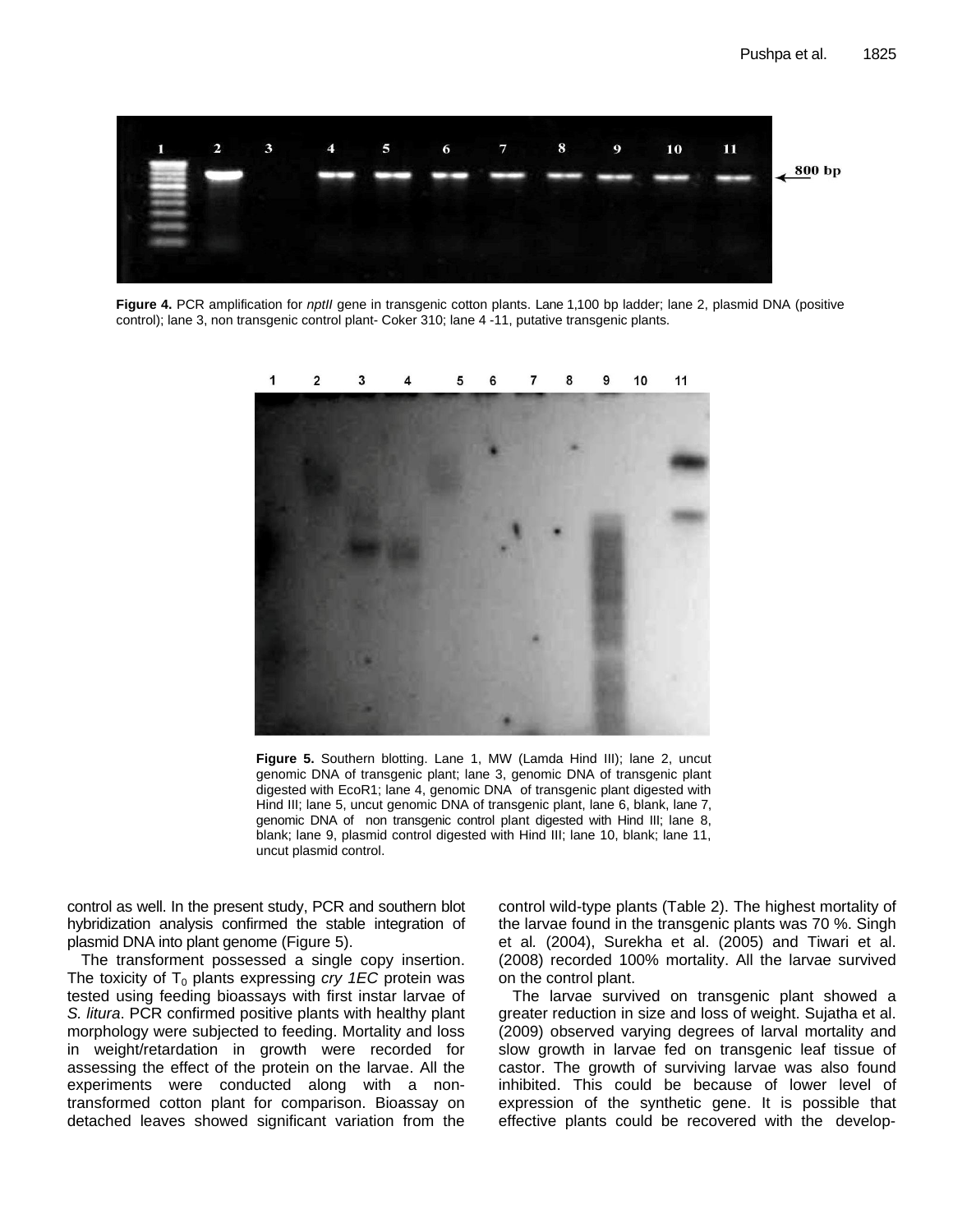**Figure 4.** PCR amplification for *nptII* gene in transgenic cotton plants. Lane 1,100 bp ladder; lane 2, plasmid DNA (positive control); lane 3, non transgenic control plant- Coker 310; lane 4 -11, putative transgenic plants.

**Figure 5.** Southern blotting. Lane 1, MW (Lamda Hind III); lane 2, uncut genomic DNA of transgenic plant; lane 3, genomic DNA of transgenic plant digested with EcoR1; lane 4, genomic DNA of transgenic plant digested with Hind III; lane 5, uncut genomic DNA of transgenic plant, lane 6, blank, lane 7, genomic DNA of non transgenic control plant digested with Hind III; lane 8, blank; lane 9, plasmid control digested with Hind III; lane 10, blank; lane 11, uncut plasmid control.

control as well. In the present study, PCR and southern blot hybridization analysis confirmed the stable integration of plasmid DNA into plant genome (Figure 5).

The transforment possessed a single copy insertion. The toxicity of $T_0$ plants expressing *cry 1EC* protein was tested using feeding bioassays with first instar larvae of *S. litura*. PCR confirmed positive plants with healthy plant morphology were subjected to feeding. Mortality and loss in weight/retardation in growth were recorded for assessing the effect of the protein on the larvae. All the experiments were conducted along with a non-transformed cotton plant for comparison. Bioassay on detached leaves showed significant variation from the control wild-type plants (Table 2). The highest mortality of the larvae found in the transgenic plants was 70 %. Singh et al*.* (2004), Surekha et al. (2005) and Tiwari et al. (2008) recorded 100% mortality. All the larvae survived on the control plant.

The larvae survived on transgenic plant showed a greater reduction in size and loss of weight. Sujatha et al. (2009) observed varying degrees of larval mortality and slow growth in larvae fed on transgenic leaf tissue of castor. The growth of surviving larvae was also found inhibited. This could be because of lower level of expression of the synthetic gene. It is possible that effective plants could be recovered with the develop-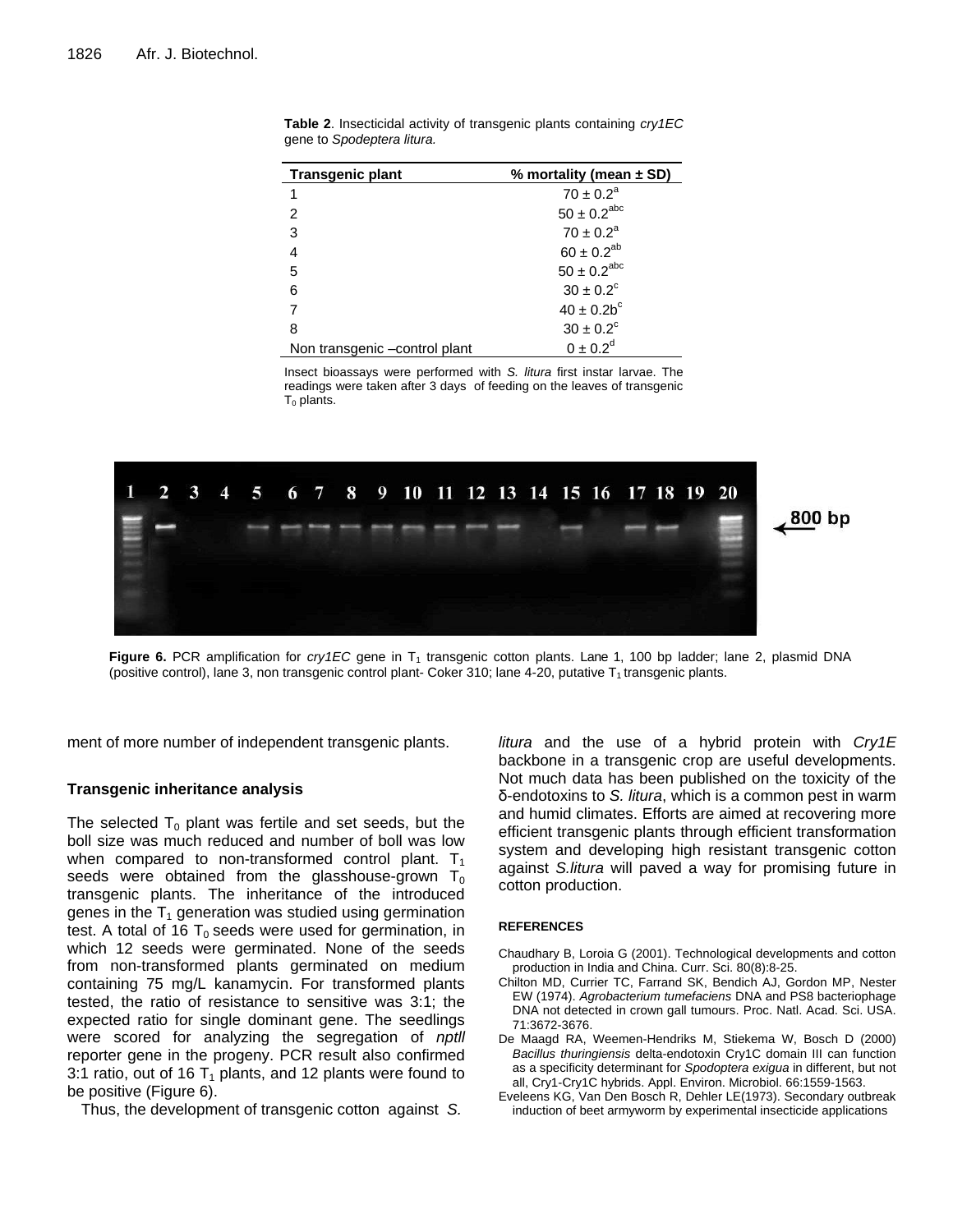**Table 2**. Insecticidal activity of transgenic plants containing *cry1EC* gene to *Spodeptera litura.*

| Transgenic plant | % mortality (mean ± SD) |
|---|---|
| 1 | $70 \pm 0.2^{a}$ |
| 2 | $50 \pm 0.2^{abc}$ |
| 3 | $70 \pm 0.2^{a}$ |
| 4 | $60 \pm 0.2^{ab}$ |
| 5 | $50 \pm 0.2^{abc}$ |
| 6 | $30 \pm 0.2^{c}$ |
| 7 | $40 \pm 0.2b^{c}$ |
| 8 | $30 \pm 0.2^{c}$ |
| Non transgenic –control plant | $0 \pm 0.2^{d}$ |

Insect bioassays were performed with *S. litura* first instar larvae. The readings were taken after 3 days of feeding on the leaves of transgenic $T_0$ plants.

**Figure 6.** PCR amplification for *cry1EC* gene in $T_1$ transgenic cotton plants. Lane 1, 100 bp ladder; lane 2, plasmid DNA (positive control), lane 3, non transgenic control plant- Coker 310; lane 4-20, putative $T_1$ transgenic plants.

ment of more number of independent transgenic plants.

### Transgenic inheritance analysis

The selected $T_0$ plant was fertile and set seeds, but the boll size was much reduced and number of boll was low when compared to non-transformed control plant. $T_1$ seeds were obtained from the glasshouse-grown $T_0$ transgenic plants. The inheritance of the introduced genes in the $T_1$ generation was studied using germination test. A total of 16 $T_0$ seeds were used for germination, in which 12 seeds were germinated. None of the seeds from non-transformed plants germinated on medium containing 75 mg/L kanamycin. For transformed plants tested, the ratio of resistance to sensitive was 3:1; the expected ratio for single dominant gene. The seedlings were scored for analyzing the segregation of *nptll* reporter gene in the progeny. PCR result also confirmed 3:1 ratio, out of 16 $T_1$ plants, and 12 plants were found to be positive (Figure 6).

Thus, the development of transgenic cotton against *S. litura* and the use of a hybrid protein with *Cry1E* backbone in a transgenic crop are useful developments. Not much data has been published on the toxicity of the δ-endotoxins to *S. litura*, which is a common pest in warm and humid climates. Efforts are aimed at recovering more efficient transgenic plants through efficient transformation system and developing high resistant transgenic cotton against *S.litura* will paved a way for promising future in cotton production.

#### REFERENCES

Chaudhary B, Loroia G (2001). Technological developments and cotton production in India and China. Curr. Sci. 80(8):8-25.

Chilton MD, Currier TC, Farrand SK, Bendich AJ, Gordon MP, Nester EW (1974). *Agrobacterium tumefaciens* DNA and PS8 bacteriophage DNA not detected in crown gall tumours. Proc. Natl. Acad. Sci. USA. 71:3672-3676.

De Maagd RA, Weemen-Hendriks M, Stiekema W, Bosch D (2000) *Bacillus thuringiensis* delta-endotoxin Cry1C domain III can function as a specificity determinant for *Spodoptera exigua* in different, but not all, Cry1-Cry1C hybrids. Appl. Environ. Microbiol. 66:1559-1563.

Eveleens KG, Van Den Bosch R, Dehler LE(1973). Secondary outbreak induction of beet armyworm by experimental insecticide applications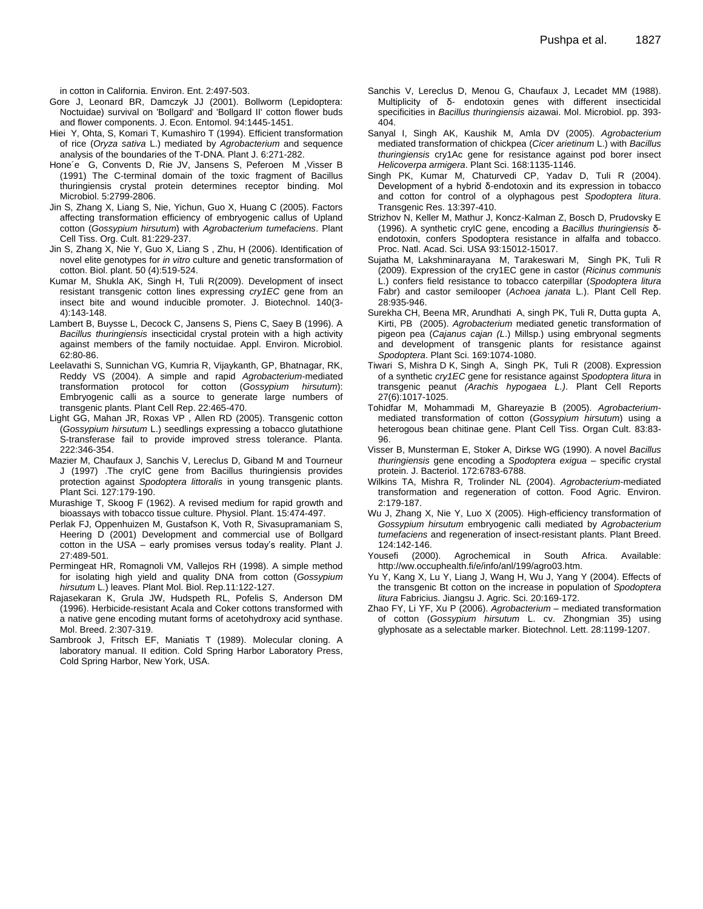in cotton in California. Environ. Ent. 2:497-503.

Gore J, Leonard BR, Damczyk JJ (2001). Bollworm (Lepidoptera: Noctuidae) survival on 'Bollgard' and 'Bollgard II' cotton flower buds and flower components. J. Econ. Entomol. 94:1445-1451.

Hiei Y, Ohta, S, Komari T, Kumashiro T (1994). Efficient transformation of rice (*Oryza sativa* L.) mediated by *Agrobacterium* and sequence analysis of the boundaries of the T-DNA. Plant J. 6:271-282.

Hone´e G, Convents D, Rie JV, Jansens S, Peferoen M ,Visser B (1991) The C-terminal domain of the toxic fragment of Bacillus thuringiensis crystal protein determines receptor binding. Mol Microbiol. 5:2799-2806.

Jin S, Zhang X, Liang S, Nie, Yichun, Guo X, Huang C (2005). Factors affecting transformation efficiency of embryogenic callus of Upland cotton (*Gossypium hirsutum*) with *Agrobacterium tumefaciens*. Plant Cell Tiss. Org. Cult. 81:229-237.

Jin S, Zhang X, Nie Y, Guo X, Liang S , Zhu, H (2006). Identification of novel elite genotypes for *in vitro* culture and genetic transformation of cotton. Biol. plant. 50 (4):519-524.

Kumar M, Shukla AK, Singh H, Tuli R(2009). Development of insect resistant transgenic cotton lines expressing *cry1EC* gene from an insect bite and wound inducible promoter. J. Biotechnol. 140(3-4):143-148.

Lambert B, Buysse L, Decock C, Jansens S, Piens C, Saey B (1996). A *Bacillus thuringiensis* insecticidal crystal protein with a high activity against members of the family noctuidae. Appl. Environ. Microbiol. 62:80-86.

Leelavathi S, Sunnichan VG, Kumria R, Vijaykanth, GP, Bhatnagar, RK, Reddy VS (2004). A simple and rapid *Agrobacterium*-mediated transformation protocol for cotton (*Gossypium hirsutum*): Embryogenic calli as a source to generate large numbers of transgenic plants. Plant Cell Rep. 22:465-470.

Light GG, Mahan JR, Roxas VP , Allen RD (2005). Transgenic cotton (*Gossypium hirsutum* L.) seedlings expressing a tobacco glutathione S-transferase fail to provide improved stress tolerance. Planta. 222:346-354.

Mazier M, Chaufaux J, Sanchis V, Lereclus D, Giband M and Tourneur J (1997) .The cryIC gene from Bacillus thuringiensis provides protection against *Spodoptera littoralis* in young transgenic plants. Plant Sci. 127:179-190.

Murashige T, Skoog F (1962). A revised medium for rapid growth and bioassays with tobacco tissue culture. Physiol. Plant. 15:474-497.

Perlak FJ, Oppenhuizen M, Gustafson K, Voth R, Sivasupramaniam S, Heering D (2001) Development and commercial use of Bollgard cotton in the USA – early promises versus today's reality. Plant J. 27:489-501.

Permingeat HR, Romagnoli VM, Vallejos RH (1998). A simple method for isolating high yield and quality DNA from cotton (*Gossypium hirsutum* L.) leaves. Plant Mol. Biol. Rep.11:122-127.

Rajasekaran K, Grula JW, Hudspeth RL, Pofelis S, Anderson DM (1996). Herbicide-resistant Acala and Coker cottons transformed with a native gene encoding mutant forms of acetohydroxy acid synthase. Mol. Breed. 2:307-319.

Sambrook J, Fritsch EF, Maniatis T (1989). Molecular cloning. A laboratory manual. II edition. Cold Spring Harbor Laboratory Press, Cold Spring Harbor, New York, USA.

Sanchis V, Lereclus D, Menou G, Chaufaux J, Lecadet MM (1988). Multiplicity of δ- endotoxin genes with different insecticidal specificities in *Bacillus thuringiensis* aizawai. Mol. Microbiol. pp. 393-404.

Sanyal I, Singh AK, Kaushik M, Amla DV (2005). *Agrobacterium* mediated transformation of chickpea (*Cicer arietinum* L.) with *Bacillus thuringiensis* cry1Ac gene for resistance against pod borer insect *Helicoverpa armigera*. Plant Sci. 168:1135-1146.

Singh PK, Kumar M, Chaturvedi CP, Yadav D, Tuli R (2004). Development of a hybrid δ-endotoxin and its expression in tobacco and cotton for control of a olyphagous pest *Spodoptera litura*. Transgenic Res. 13:397-410.

Strizhov N, Keller M, Mathur J, Koncz-Kalman Z, Bosch D, Prudovsky E (1996). A synthetic cryIC gene, encoding a *Bacillus thuringiensis* δ-endotoxin, confers Spodoptera resistance in alfalfa and tobacco. Proc. Natl. Acad. Sci. USA 93:15012-15017.

Sujatha M, Lakshminarayana M, Tarakeswari M, Singh PK, Tuli R (2009). Expression of the cry1EC gene in castor (*Ricinus communis* L.) confers field resistance to tobacco caterpillar (*Spodoptera litura* Fabr) and castor semilooper (*Achoea janata* L.). Plant Cell Rep. 28:935-946.

Surekha CH, Beena MR, Arundhati A, singh PK, Tuli R, Dutta gupta A, Kirti, PB (2005). *Agrobacterium* mediated genetic transformation of pigeon pea (*Cajanus cajan (L*.) Millsp.) using embryonal segments and development of transgenic plants for resistance against *Spodoptera*. Plant Sci. 169:1074-1080.

Tiwari S, Mishra D K, Singh A, Singh PK, Tuli R (2008). Expression of a synthetic *cry1EC* gene for resistance against *Spodoptera litura* in transgenic peanut *(Arachis hypogaea L.)*. Plant Cell Reports 27(6):1017-1025.

Tohidfar M, Mohammadi M, Ghareyazie B (2005). *Agrobacterium*-mediated transformation of cotton (*Gossypium hirsutum*) using a heterogous bean chitinae gene. Plant Cell Tiss. Organ Cult. 83:83-96.

Visser B, Munsterman E, Stoker A, Dirkse WG (1990). A novel *Bacillus thuringiensis* gene encoding a *Spodoptera exigua* – specific crystal protein. J. Bacteriol. 172:6783-6788.

Wilkins TA, Mishra R, Trolinder NL (2004). *Agrobacterium*-mediated transformation and regeneration of cotton. Food Agric. Environ. 2:179-187.

Wu J, Zhang X, Nie Y, Luo X (2005). High-efficiency transformation of *Gossypium hirsutum* embryogenic calli mediated by *Agrobacterium tumefaciens* and regeneration of insect-resistant plants. Plant Breed. 124:142-146.

Yousefi (2000). Agrochemical in South Africa. Available: http://ww.occuphealth.fi/e/info/anl/199/agro03.htm.

Yu Y, Kang X, Lu Y, Liang J, Wang H, Wu J, Yang Y (2004). Effects of the transgenic Bt cotton on the increase in population of *Spodoptera litura* Fabricius. Jiangsu J. Agric. Sci. 20:169-172.

Zhao FY, Li YF, Xu P (2006). *Agrobacterium* – mediated transformation of cotton (*Gossypium hirsutum* L. cv. Zhongmian 35) using glyphosate as a selectable marker. Biotechnol. Lett. 28:1199-1207.